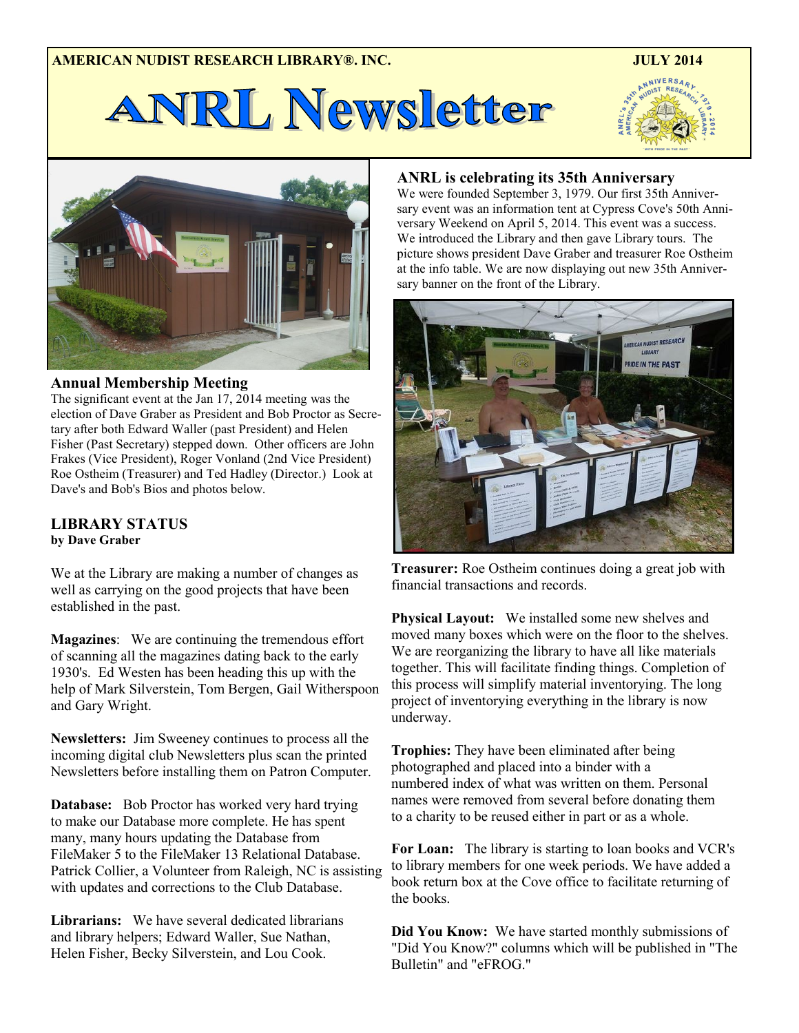AMERICAN NUDIST RESEARCH LIBRARY®. INC. JULY 2014

# ANRL Newsletter

## ANRL is celebrating its 35th Anniversary

We were founded September 3, 1979. Our first 35th Anniversary event was an information tent at Cypress Cove's 50th Anniversary Weekend on April 5, 2014. This event was a success. We introduced the Library and then gave Library tours. The picture shows president Dave Graber and treasurer Roe Ostheim at the info table. We are now displaying out new 35th Anniversary banner on the front of the Library.

## Annual Membership Meeting

The significant event at the Jan 17, 2014 meeting was the election of Dave Graber as President and Bob Proctor as Secretary after both Edward Waller (past President) and Helen Fisher (Past Secretary) stepped down. Other officers are John Frakes (Vice President), Roger Vonland (2nd Vice President) Roe Ostheim (Treasurer) and Ted Hadley (Director.) Look at Dave's and Bob's Bios and photos below.

## LIBRARY STATUS

**by Dave Graber**

We at the Library are making a number of changes as well as carrying on the good projects that have been established in the past.

**Magazines**: We are continuing the tremendous effort of scanning all the magazines dating back to the early 1930's. Ed Westen has been heading this up with the help of Mark Silverstein, Tom Bergen, Gail Witherspoon and Gary Wright.

**Newsletters:** Jim Sweeney continues to process all the incoming digital club Newsletters plus scan the printed Newsletters before installing them on Patron Computer.

**Database:** Bob Proctor has worked very hard trying to make our Database more complete. He has spent many, many hours updating the Database from FileMaker 5 to the FileMaker 13 Relational Database. Patrick Collier, a Volunteer from Raleigh, NC is assisting with updates and corrections to the Club Database.

**Librarians:** We have several dedicated librarians and library helpers; Edward Waller, Sue Nathan, Helen Fisher, Becky Silverstein, and Lou Cook.

**Treasurer:** Roe Ostheim continues doing a great job with financial transactions and records.

**Physical Layout:** We installed some new shelves and moved many boxes which were on the floor to the shelves. We are reorganizing the library to have all like materials together. This will facilitate finding things. Completion of this process will simplify material inventorying. The long project of inventorying everything in the library is now underway.

**Trophies:** They have been eliminated after being photographed and placed into a binder with a numbered index of what was written on them. Personal names were removed from several before donating them to a charity to be reused either in part or as a whole.

**For Loan:** The library is starting to loan books and VCR's to library members for one week periods. We have added a book return box at the Cove office to facilitate returning of the books.

**Did You Know:** We have started monthly submissions of "Did You Know?" columns which will be published in "The Bulletin" and "eFROG."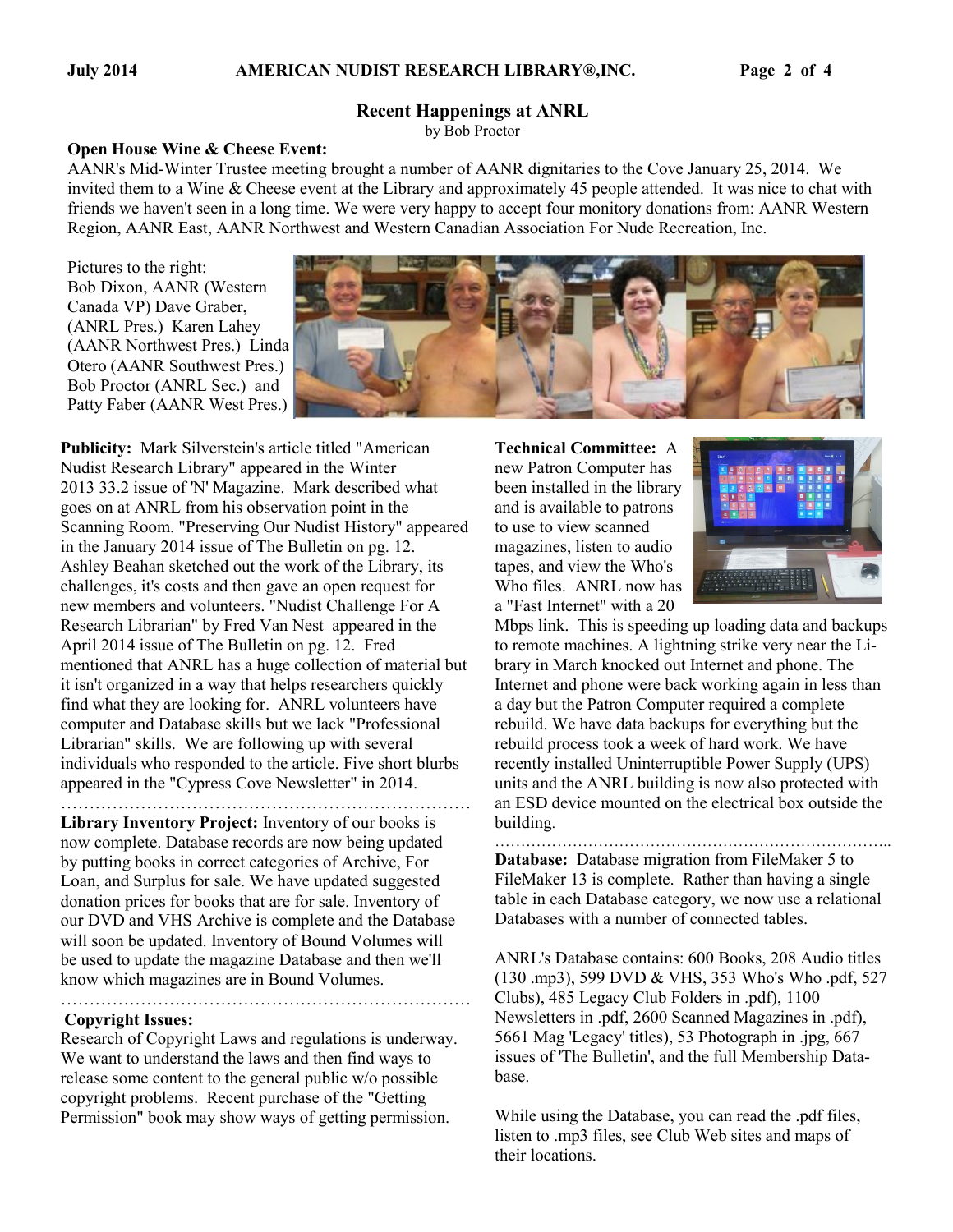## Recent Happenings at ANRL

by Bob Proctor

**Open House Wine & Cheese Event:**
AANR's Mid-Winter Trustee meeting brought a number of AANR dignitaries to the Cove January 25, 2014. We invited them to a Wine & Cheese event at the Library and approximately 45 people attended. It was nice to chat with friends we haven't seen in a long time. We were very happy to accept four monitory donations from: AANR Western Region, AANR East, AANR Northwest and Western Canadian Association For Nude Recreation, Inc.

Pictures to the right:
Bob Dixon, AANR (Western Canada VP) Dave Graber, (ANRL Pres.) Karen Lahey (AANR Northwest Pres.) Linda Otero (AANR Southwest Pres.) Bob Proctor (ANRL Sec.) and Patty Faber (AANR West Pres.)

**Publicity:** Mark Silverstein's article titled "American Nudist Research Library" appeared in the Winter 2013 33.2 issue of 'N' Magazine. Mark described what goes on at ANRL from his observation point in the Scanning Room. "Preserving Our Nudist History" appeared in the January 2014 issue of The Bulletin on pg. 12. Ashley Beahan sketched out the work of the Library, its challenges, it's costs and then gave an open request for new members and volunteers. "Nudist Challenge For A Research Librarian" by Fred Van Nest appeared in the April 2014 issue of The Bulletin on pg. 12. Fred mentioned that ANRL has a huge collection of material but it isn't organized in a way that helps researchers quickly find what they are looking for. ANRL volunteers have computer and Database skills but we lack "Professional Librarian" skills. We are following up with several individuals who responded to the article. Five short blurbs appeared in the "Cypress Cove Newsletter" in 2014.

**Library Inventory Project:** Inventory of our books is now complete. Database records are now being updated by putting books in correct categories of Archive, For Loan, and Surplus for sale. We have updated suggested donation prices for books that are for sale. Inventory of our DVD and VHS Archive is complete and the Database will soon be updated. Inventory of Bound Volumes will be used to update the magazine Database and then we'll know which magazines are in Bound Volumes.

**Copyright Issues:**
Research of Copyright Laws and regulations is underway. We want to understand the laws and then find ways to release some content to the general public w/o possible copyright problems. Recent purchase of the "Getting Permission" book may show ways of getting permission.

**Technical Committee:** A new Patron Computer has been installed in the library and is available to patrons to use to view scanned magazines, listen to audio tapes, and view the Who's Who files. ANRL now has a "Fast Internet" with a 20 Mbps link. This is speeding up loading data and backups to remote machines. A lightning strike very near the Library in March knocked out Internet and phone. The Internet and phone were back working again in less than a day but the Patron Computer required a complete rebuild. We have data backups for everything but the rebuild process took a week of hard work. We have recently installed Uninterruptible Power Supply (UPS) units and the ANRL building is now also protected with an ESD device mounted on the electrical box outside the building.

**Database:** Database migration from FileMaker 5 to FileMaker 13 is complete. Rather than having a single table in each Database category, we now use a relational Databases with a number of connected tables.

ANRL's Database contains: 600 Books, 208 Audio titles (130 .mp3), 599 DVD & VHS, 353 Who's Who .pdf, 527 Clubs), 485 Legacy Club Folders in .pdf), 1100 Newsletters in .pdf, 2600 Scanned Magazines in .pdf), 5661 Mag 'Legacy' titles), 53 Photograph in .jpg, 667 issues of 'The Bulletin', and the full Membership Database.

While using the Database, you can read the .pdf files, listen to .mp3 files, see Club Web sites and maps of their locations.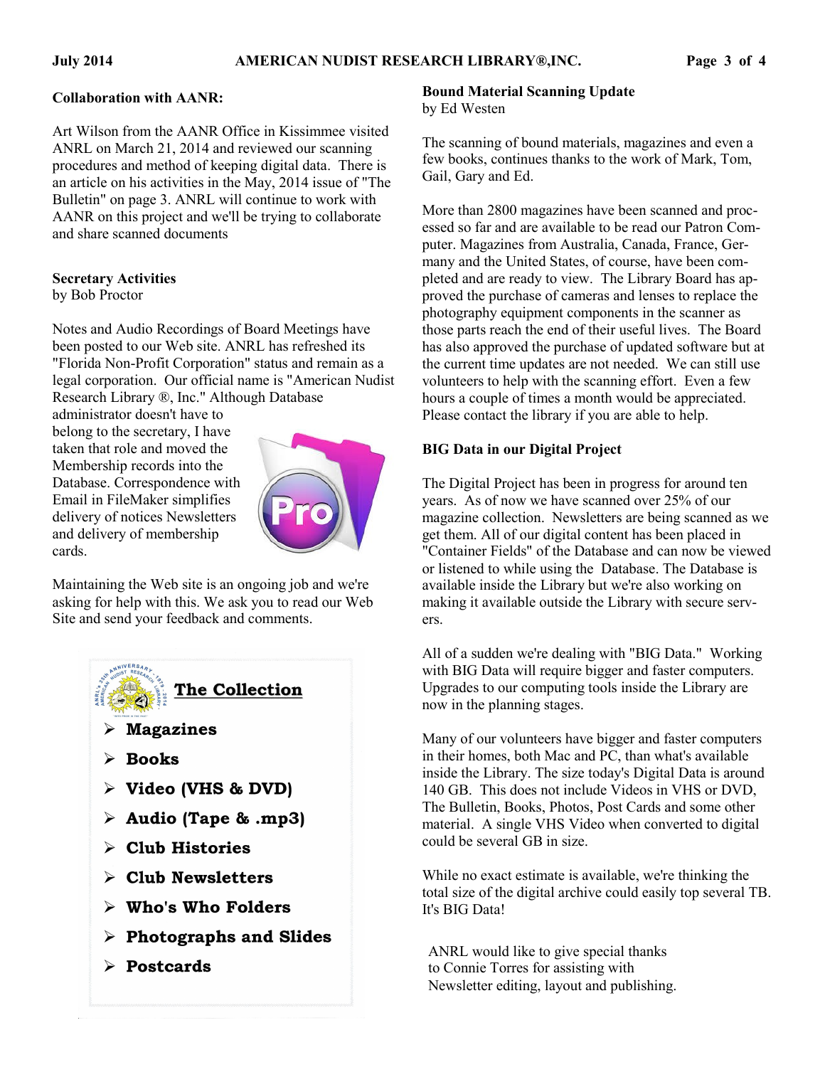## Collaboration with AANR:

Art Wilson from the AANR Office in Kissimmee visited ANRL on March 21, 2014 and reviewed our scanning procedures and method of keeping digital data. There is an article on his activities in the May, 2014 issue of "The Bulletin" on page 3. ANRL will continue to work with AANR on this project and we'll be trying to collaborate and share scanned documents

## Secretary Activities

by Bob Proctor

Notes and Audio Recordings of Board Meetings have been posted to our Web site. ANRL has refreshed its "Florida Non-Profit Corporation" status and remain as a legal corporation. Our official name is "American Nudist Research Library ®, Inc." Although Database administrator doesn't have to belong to the secretary, I have taken that role and moved the Membership records into the Database. Correspondence with Email in FileMaker simplifies delivery of notices Newsletters and delivery of membership cards.

Maintaining the Web site is an ongoing job and we're asking for help with this. We ask you to read our Web Site and send your feedback and comments.

### The Collection

- Magazines
- Books
- Video (VHS & DVD)
- Audio (Tape & .mp3)
- Club Histories
- Club Newsletters
- Who's Who Folders
- Photographs and Slides
- Postcards

## Bound Material Scanning Update

by Ed Westen

The scanning of bound materials, magazines and even a few books, continues thanks to the work of Mark, Tom, Gail, Gary and Ed.

More than 2800 magazines have been scanned and processed so far and are available to be read our Patron Computer. Magazines from Australia, Canada, France, Germany and the United States, of course, have been completed and are ready to view. The Library Board has approved the purchase of cameras and lenses to replace the photography equipment components in the scanner as those parts reach the end of their useful lives. The Board has also approved the purchase of updated software but at the current time updates are not needed. We can still use volunteers to help with the scanning effort. Even a few hours a couple of times a month would be appreciated. Please contact the library if you are able to help.

## BIG Data in our Digital Project

The Digital Project has been in progress for around ten years. As of now we have scanned over 25% of our magazine collection. Newsletters are being scanned as we get them. All of our digital content has been placed in "Container Fields" of the Database and can now be viewed or listened to while using the Database. The Database is available inside the Library but we're also working on making it available outside the Library with secure servers.

All of a sudden we're dealing with "BIG Data." Working with BIG Data will require bigger and faster computers. Upgrades to our computing tools inside the Library are now in the planning stages.

Many of our volunteers have bigger and faster computers in their homes, both Mac and PC, than what's available inside the Library. The size today's Digital Data is around 140 GB. This does not include Videos in VHS or DVD, The Bulletin, Books, Photos, Post Cards and some other material. A single VHS Video when converted to digital could be several GB in size.

While no exact estimate is available, we're thinking the total size of the digital archive could easily top several TB. It's BIG Data!

ANRL would like to give special thanks to Connie Torres for assisting with Newsletter editing, layout and publishing.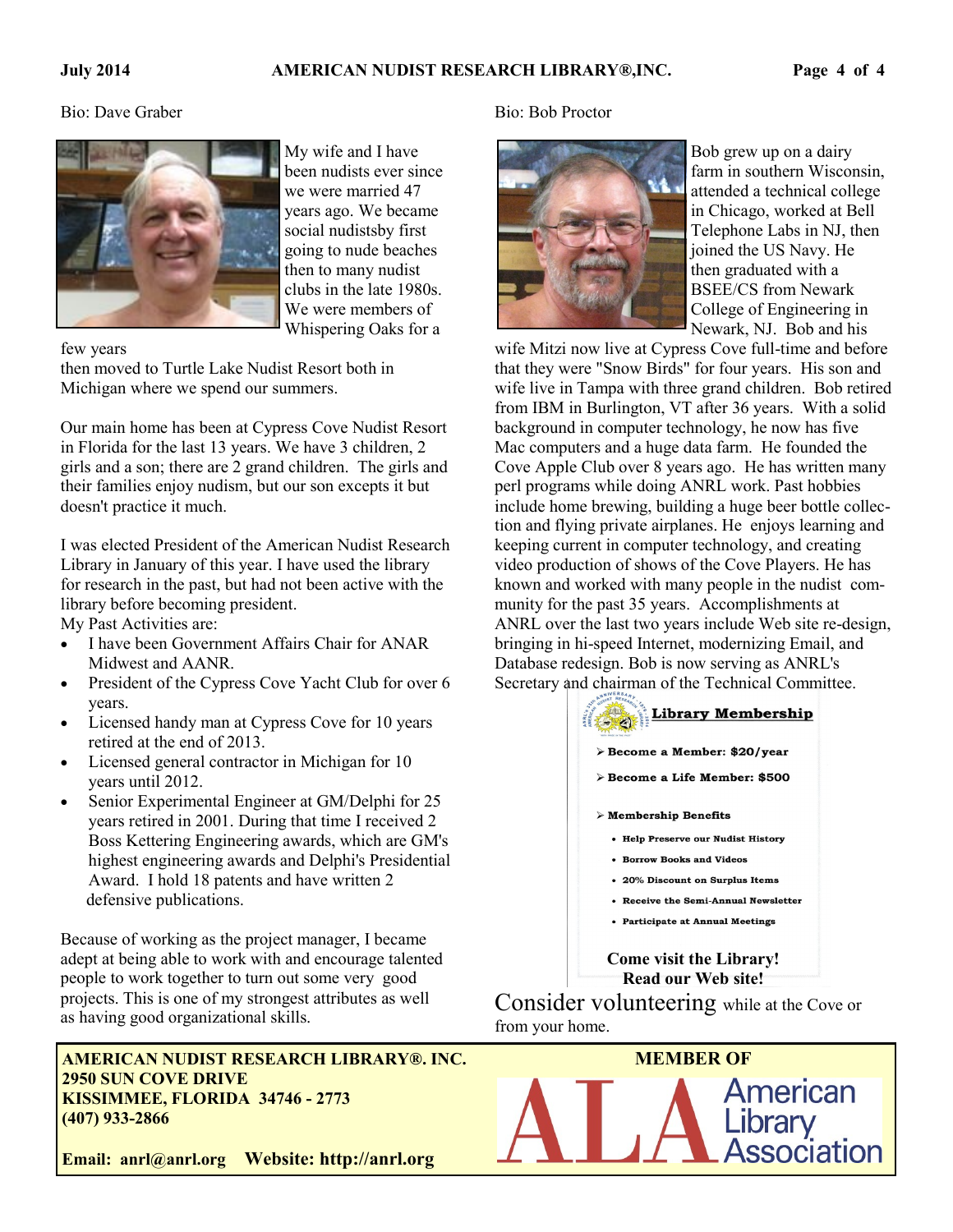Bio: Dave Graber

My wife and I have been nudists ever since we were married 47 years ago. We became social nudistsby first going to nude beaches then to many nudist clubs in the late 1980s. We were members of Whispering Oaks for a few years then moved to Turtle Lake Nudist Resort both in Michigan where we spend our summers.

Our main home has been at Cypress Cove Nudist Resort in Florida for the last 13 years. We have 3 children, 2 girls and a son; there are 2 grand children. The girls and their families enjoy nudism, but our son excepts it but doesn't practice it much.

I was elected President of the American Nudist Research Library in January of this year. I have used the library for research in the past, but had not been active with the library before becoming president.

My Past Activities are:

- I have been Government Affairs Chair for ANAR Midwest and AANR.
- President of the Cypress Cove Yacht Club for over 6 years.
- Licensed handy man at Cypress Cove for 10 years retired at the end of 2013.
- Licensed general contractor in Michigan for 10 years until 2012.
- Senior Experimental Engineer at GM/Delphi for 25 years retired in 2001. During that time I received 2 Boss Kettering Engineering awards, which are GM's highest engineering awards and Delphi's Presidential Award. I hold 18 patents and have written 2 defensive publications.

Because of working as the project manager, I became adept at being able to work with and encourage talented people to work together to turn out some very good projects. This is one of my strongest attributes as well as having good organizational skills.

Bio: Bob Proctor

Bob grew up on a dairy farm in southern Wisconsin, attended a technical college in Chicago, worked at Bell Telephone Labs in NJ, then joined the US Navy. He then graduated with a BSEE/CS from Newark College of Engineering in Newark, NJ. Bob and his wife Mitzi now live at Cypress Cove full-time and before that they were "Snow Birds" for four years. His son and wife live in Tampa with three grand children. Bob retired from IBM in Burlington, VT after 36 years. With a solid background in computer technology, he now has five Mac computers and a huge data farm. He founded the Cove Apple Club over 8 years ago. He has written many perl programs while doing ANRL work. Past hobbies include home brewing, building a huge beer bottle collection and flying private airplanes. He enjoys learning and keeping current in computer technology, and creating video production of shows of the Cove Players. He has known and worked with many people in the nudist community for the past 35 years. Accomplishments at ANRL over the last two years include Web site re-design, bringing in hi-speed Internet, modernizing Email, and Database redesign. Bob is now serving as ANRL's Secretary and chairman of the Technical Committee.

**Library Membership**

- **Become a Member: $20/year**
- **Become a Life Member: $500**
- **Membership Benefits**
  - **Help Preserve our Nudist History**
  - **Borrow Books and Videos**
  - **20% Discount on Surplus Items**
  - **Receive the Semi-Annual Newsletter**
  - **Participate at Annual Meetings**

**Come visit the Library!**
**Read our Web site!**

Consider volunteering while at the Cove or from your home.

**AMERICAN NUDIST RESEARCH LIBRARY®. INC.**
**2950 SUN COVE DRIVE**
**KISSIMMEE, FLORIDA 34746 - 2773**
**(407) 933-2866**

**Email: anrl@anrl.org Website: http://anrl.org**

**MEMBER OF**

ALA American Library Association